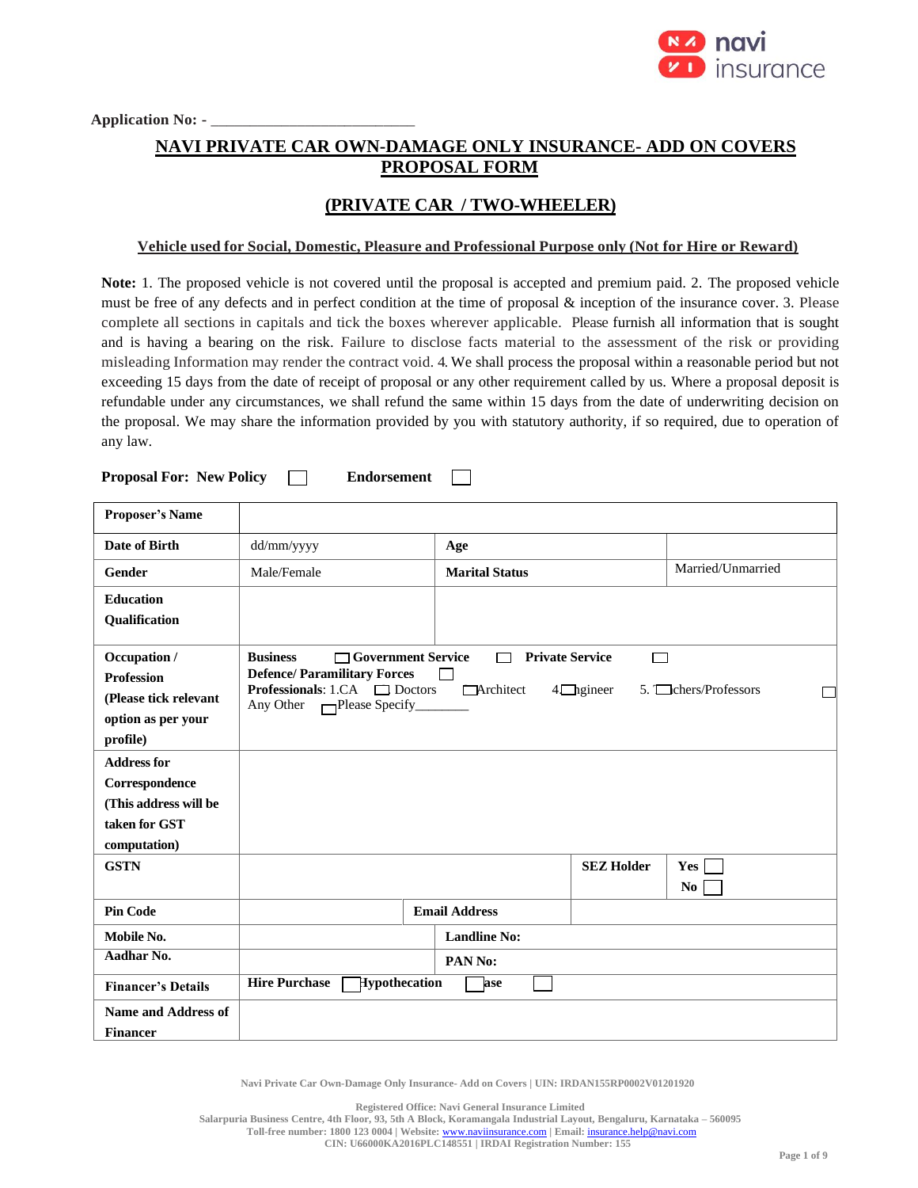Application No: - ___________________________

# NAVI PRIVATE CAR OWN-DAMAGE ONLY INSURANCE- ADD ON COVERS PROPOSAL FORM

## (PRIVATE CAR / TWO-WHEELER)

**Vehicle used for Social, Domestic, Pleasure and Professional Purpose only (Not for Hire or Reward)**

**Note:** 1. The proposed vehicle is not covered until the proposal is accepted and premium paid. 2. The proposed vehicle must be free of any defects and in perfect condition at the time of proposal & inception of the insurance cover. 3. Please complete all sections in capitals and tick the boxes wherever applicable. Please furnish all information that is sought and is having a bearing on the risk. Failure to disclose facts material to the assessment of the risk or providing misleading Information may render the contract void. 4. We shall process the proposal within a reasonable period but not exceeding 15 days from the date of receipt of proposal or any other requirement called by us. Where a proposal deposit is refundable under any circumstances, we shall refund the same within 15 days from the date of underwriting decision on the proposal. We may share the information provided by you with statutory authority, if so required, due to operation of any law.

**Proposal For: New Policy** ☐ **Endorsement** ☐

| | | | |
|---|---|---|---|
| **Proposer's Name** | | | |
| **Date of Birth** | dd/mm/yyyy | **Age** | |
| **Gender** | Male/Female | **Marital Status** | Married/Unmarried |
| **Education Qualification** | | | |
| **Occupation / Profession (Please tick relevant option as per your profile)** | **Business** ☐ **Government Service** ☐ **Private Service** ☐ **Defence/ Paramilitary Forces** ☐ **Professionals**: 1.CA ☐ Doctors ☐ Architect 4.☐ Engineer 5. ☐ Teachers/Professors ☐ Any Other ☐ Please Specify________ | | |
| **Address for Correspondence (This address will be taken for GST computation)** | | | |
| **GSTN** | | **SEZ Holder** | **Yes** ☐ **No** ☐ |
| **Pin Code** | | **Email Address** | |
| **Mobile No.** | | **Landline No:** | |
| **Aadhar No.** | | **PAN No:** | |
| **Financer's Details** | **Hire Purchase** ☐ **Hypothecation** ☐ **Lease** ☐ | | |
| **Name and Address of Financer** | | | |

Navi Private Car Own-Damage Only Insurance- Add on Covers | UIN: IRDAN155RP0002V01201920

Registered Office: Navi General Insurance Limited
Salarpuria Business Centre, 4th Floor, 93, 5th A Block, Koramangala Industrial Layout, Bengaluru, Karnataka – 560095
Toll-free number: 1800 123 0004 | Website: www.naviinsurance.com | Email: insurance.help@navi.com
CIN: U66000KA2016PLC148551 | IRDAI Registration Number: 155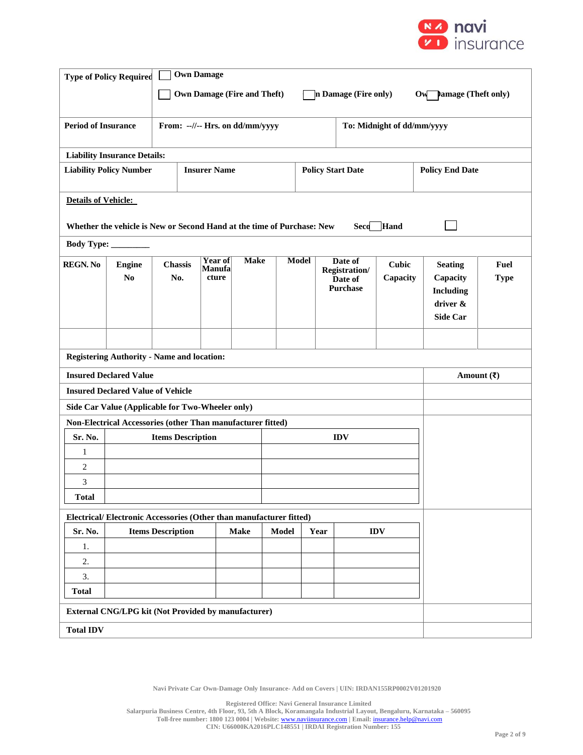| Type of Policy Required | ☐ Own Damage | | |
|---|---|---|---|
| | ☐ Own Damage (Fire and Theft) | ☐ Own Damage (Fire only) | ☐ Own Damage (Theft only) |
| **Period of Insurance** | From: --//-- Hrs. on dd/mm/yyyy | To: Midnight of dd/mm/yyyy | |

**Liability Insurance Details:**

| Liability Policy Number | Insurer Name | Policy Start Date | Policy End Date |
|---|---|---|---|
| | | | |

**Details of Vehicle:**

Whether the vehicle is New or Second Hand at the time of Purchase: New ☐ Second Hand ☐

**Body Type:** _________

| REGN. No | Engine No | Chassis No. | Year of Manufacture | Make | Model | Date of Registration/ Date of Purchase | Cubic Capacity | Seating Capacity Including driver & Side Car | Fuel Type |
|---|---|---|---|---|---|---|---|---|---|
| | | | | | | | | | |

**Registering Authority - Name and location:**

| Insured Declared Value | Amount (₹) |
|---|---|
| Insured Declared Value of Vehicle | |
| Side Car Value (Applicable for Two-Wheeler only) | |
| Non-Electrical Accessories (other Than manufacturer fitted) | |

| Sr. No. | Items Description | IDV |
|---|---|---|
| 1 | | |
| 2 | | |
| 3 | | |
| **Total** | | |

**Electrical/ Electronic Accessories (Other than manufacturer fitted)**

| Sr. No. | Items Description | Make | Model | Year | IDV |
|---|---|---|---|---|---|
| 1. | | | | | |
| 2. | | | | | |
| 3. | | | | | |
| **Total** | | | | | |

| | Amount (₹) |
|---|---|
| **External CNG/LPG kit (Not Provided by manufacturer)** | |
| **Total IDV** | |

Navi Private Car Own-Damage Only Insurance- Add on Covers | UIN: IRDAN155RP0002V01201920

Registered Office: Navi General Insurance Limited
Salarpuria Business Centre, 4th Floor, 93, 5th A Block, Koramangala Industrial Layout, Bengaluru, Karnataka – 560095
Toll-free number: 1800 123 0004 | Website: www.naviinsurance.com | Email: insurance.help@navi.com
CIN: U66000KA2016PLC148551 | IRDAI Registration Number: 155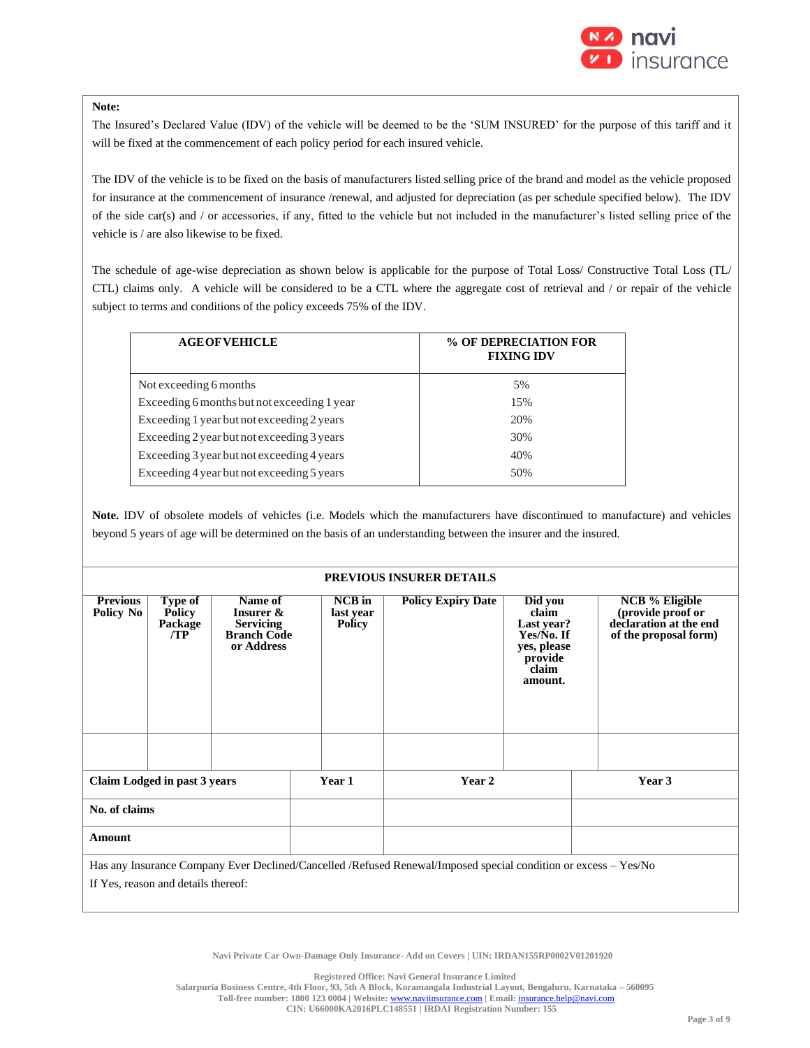**Note:**

The Insured's Declared Value (IDV) of the vehicle will be deemed to be the 'SUM INSURED' for the purpose of this tariff and it will be fixed at the commencement of each policy period for each insured vehicle.

The IDV of the vehicle is to be fixed on the basis of manufacturers listed selling price of the brand and model as the vehicle proposed for insurance at the commencement of insurance /renewal, and adjusted for depreciation (as per schedule specified below). The IDV of the side car(s) and / or accessories, if any, fitted to the vehicle but not included in the manufacturer's listed selling price of the vehicle is / are also likewise to be fixed.

The schedule of age-wise depreciation as shown below is applicable for the purpose of Total Loss/ Constructive Total Loss (TL/ CTL) claims only. A vehicle will be considered to be a CTL where the aggregate cost of retrieval and / or repair of the vehicle subject to terms and conditions of the policy exceeds 75% of the IDV.

| AGE OF VEHICLE | % OF DEPRECIATION FOR FIXING IDV |
|---|---|
| Not exceeding 6 months | 5% |
| Exceeding 6 months but not exceeding 1 year | 15% |
| Exceeding 1 year but not exceeding 2 years | 20% |
| Exceeding 2 year but not exceeding 3 years | 30% |
| Exceeding 3 year but not exceeding 4 years | 40% |
| Exceeding 4 year but not exceeding 5 years | 50% |

**Note.** IDV of obsolete models of vehicles (i.e. Models which the manufacturers have discontinued to manufacture) and vehicles beyond 5 years of age will be determined on the basis of an understanding between the insurer and the insured.

**PREVIOUS INSURER DETAILS**

| Previous Policy No | Type of Policy Package /TP | Name of Insurer & Servicing Branch Code or Address | NCB in last year Policy | Policy Expiry Date | Did you claim Last year? Yes/No. If yes, please provide claim amount. | NCB % Eligible (provide proof or declaration at the end of the proposal form) |
|---|---|---|---|---|---|---|
| | | | | | | |

| Claim Lodged in past 3 years | Year 1 | Year 2 | Year 3 |
|---|---|---|---|
| No. of claims | | | |
| Amount | | | |

Has any Insurance Company Ever Declined/Cancelled /Refused Renewal/Imposed special condition or excess – Yes/No

If Yes, reason and details thereof: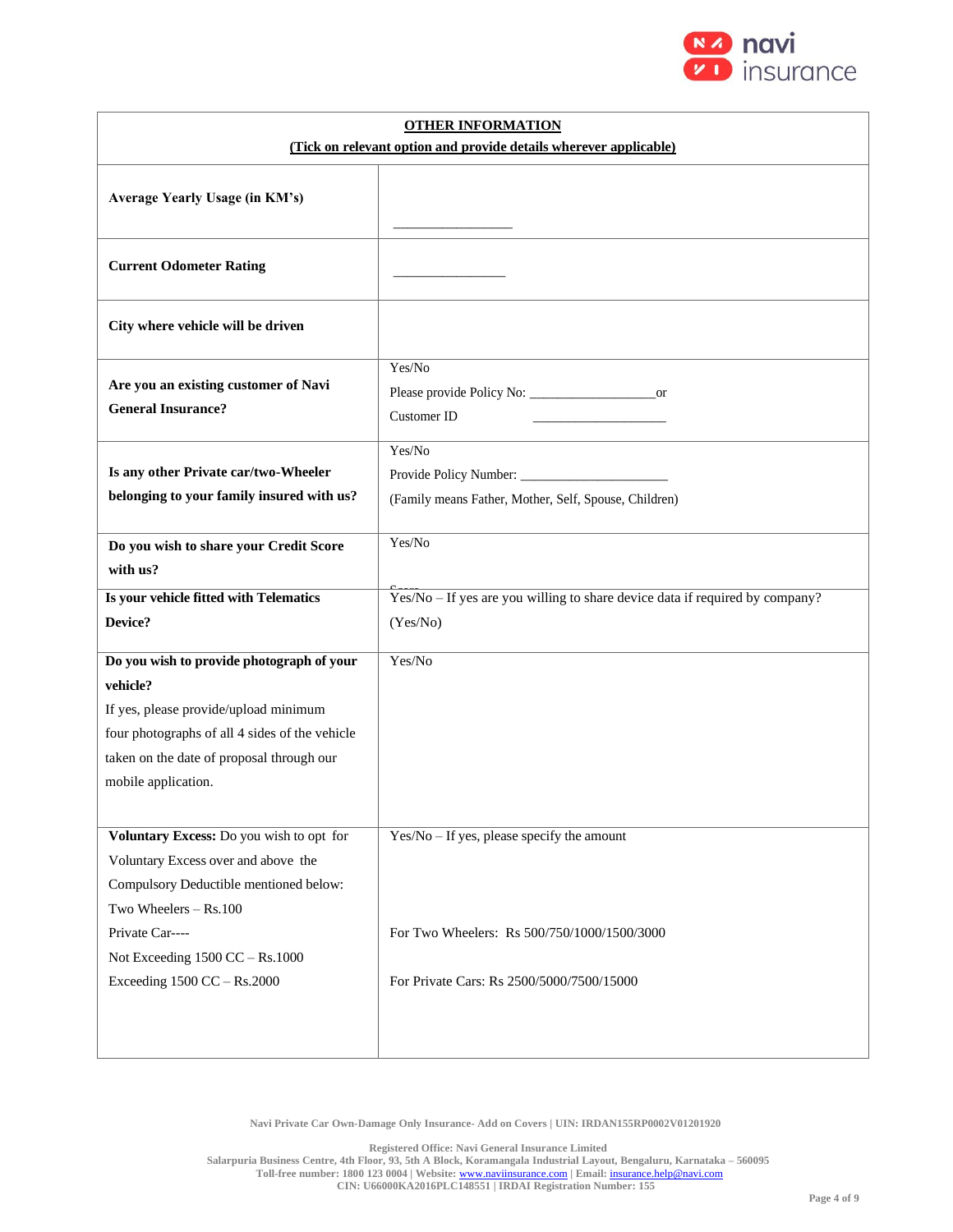| **OTHER INFORMATION** (Tick on relevant option and provide details wherever applicable) | |
|---|---|
| **Average Yearly Usage (in KM's)** | _________________ |
| **Current Odometer Rating** | ________________ |
| **City where vehicle will be driven** | |
| **Are you an existing customer of Navi General Insurance?** | Yes/No<br>Please provide Policy No: __________________or<br>Customer ID ___________________ |
| **Is any other Private car/two-Wheeler belonging to your family insured with us?** | Yes/No<br>Provide Policy Number: _____________________<br>(Family means Father, Mother, Self, Spouse, Children) |
| **Do you wish to share your Credit Score with us?** | Yes/No<br>Score |
| **Is your vehicle fitted with Telematics Device?** | Yes/No – If yes are you willing to share device data if required by company? (Yes/No) |
| **Do you wish to provide photograph of your vehicle?**<br>If yes, please provide/upload minimum four photographs of all 4 sides of the vehicle taken on the date of proposal through our mobile application. | Yes/No |
| **Voluntary Excess:** Do you wish to opt for Voluntary Excess over and above the Compulsory Deductible mentioned below:<br>Two Wheelers – Rs.100<br>Private Car----<br>Not Exceeding 1500 CC – Rs.1000<br>Exceeding 1500 CC – Rs.2000 | Yes/No – If yes, please specify the amount<br>For Two Wheelers: Rs 500/750/1000/1500/3000<br>For Private Cars: Rs 2500/5000/7500/15000 |

Navi Private Car Own-Damage Only Insurance- Add on Covers | UIN: IRDAN155RP0002V01201920

Registered Office: Navi General Insurance Limited
Salarpuria Business Centre, 4th Floor, 93, 5th A Block, Koramangala Industrial Layout, Bengaluru, Karnataka – 560095
Toll-free number: 1800 123 0004 | Website: www.naviinsurance.com | Email: insurance.help@navi.com
CIN: U66000KA2016PLC148551 | IRDAI Registration Number: 155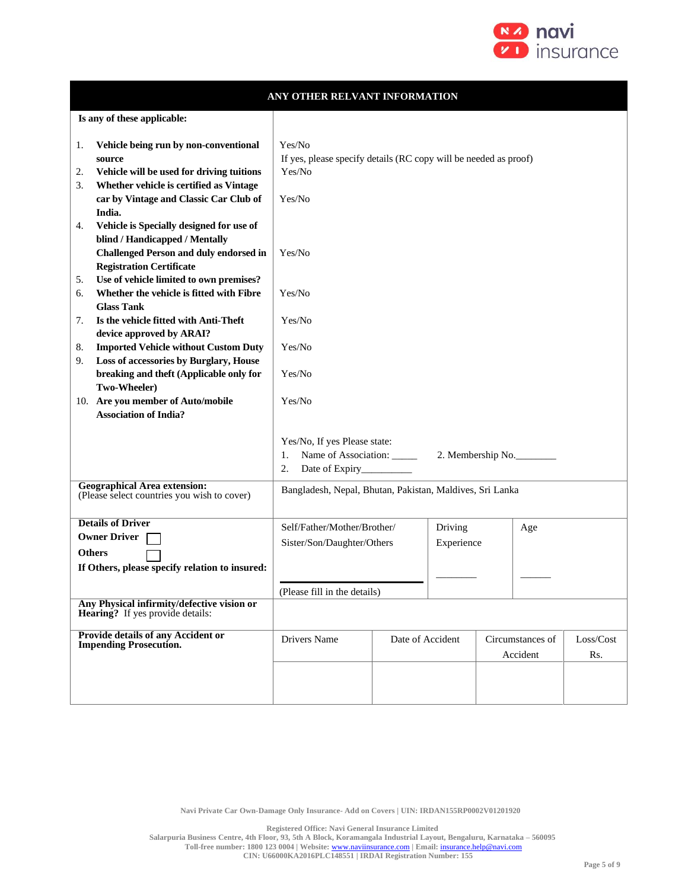## ANY OTHER RELVANT INFORMATION

**Is any of these applicable:**

| Question | Response |
|---|---|
| 1. **Vehicle being run by non-conventional source** | Yes/No<br>If yes, please specify details (RC copy will be needed as proof) |
| 2. **Vehicle will be used for driving tuitions** | Yes/No |
| 3. **Whether vehicle is certified as Vintage car by Vintage and Classic Car Club of India.** | Yes/No |
| 4. **Vehicle is Specially designed for use of blind / Handicapped / Mentally Challenged Person and duly endorsed in Registration Certificate** | Yes/No |
| 5. **Use of vehicle limited to own premises?** | |
| 6. **Whether the vehicle is fitted with Fibre Glass Tank** | Yes/No |
| 7. **Is the vehicle fitted with Anti-Theft device approved by ARAI?** | Yes/No |
| 8. **Imported Vehicle without Custom Duty** | Yes/No |
| 9. **Loss of accessories by Burglary, House breaking and theft (Applicable only for Two-Wheeler)** | Yes/No |
| 10. **Are you member of Auto/mobile Association of India?** | Yes/No |
| | Yes/No, If yes Please state:<br>1. Name of Association: _____ 2. Membership No.________<br>2. Date of Expiry__________ |

| | |
|---|---|
| **Geographical Area extension:**<br>(Please select countries you wish to cover) | Bangladesh, Nepal, Bhutan, Pakistan, Maldives, Sri Lanka |

| | | | |
|---|---|---|---|
| **Details of Driver**<br>**Owner Driver** ☐<br>**Others** ☐<br>**If Others, please specify relation to insured:** | Self/Father/Mother/Brother/ Sister/Son/Daughter/Others<br>________________<br>(Please fill in the details) | Driving Experience<br>________ | Age<br>______ |

| | |
|---|---|
| **Any Physical infirmity/defective vision or Hearing?** If yes provide details: | |

| | Drivers Name | Date of Accident | Circumstances of Accident | Loss/Cost Rs. |
|---|---|---|---|---|
| **Provide details of any Accident or Impending Prosecution.** | | | | |

Navi Private Car Own-Damage Only Insurance- Add on Covers | UIN: IRDAN155RP0002V01201920

Registered Office: Navi General Insurance Limited
Salarpuria Business Centre, 4th Floor, 93, 5th A Block, Koramangala Industrial Layout, Bengaluru, Karnataka – 560095
Toll-free number: 1800 123 0004 | Website: www.naviinsurance.com | Email: insurance.help@navi.com
CIN: U66000KA2016PLC148551 | IRDAI Registration Number: 155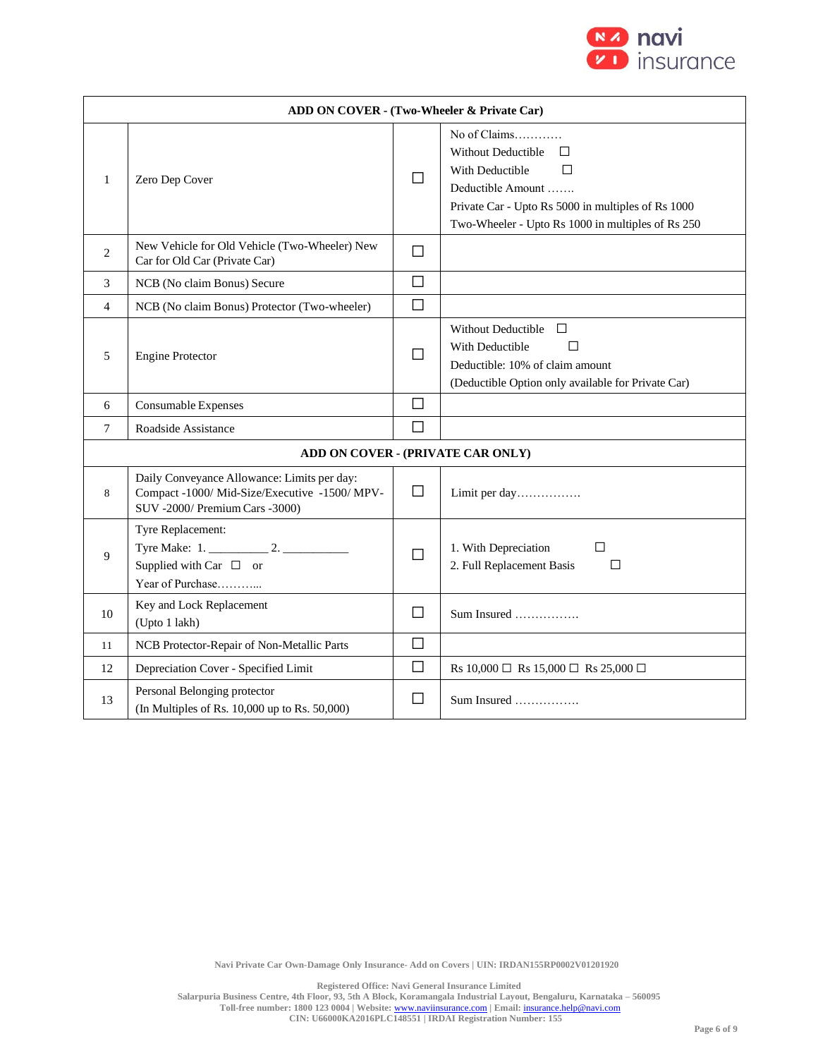| ADD ON COVER - (Two-Wheeler & Private Car) | | | |
|---|---|---|---|
| 1 | Zero Dep Cover | ☐ | No of Claims…………<br>Without Deductible ☐<br>With Deductible ☐<br>Deductible Amount …….<br>Private Car - Upto Rs 5000 in multiples of Rs 1000<br>Two-Wheeler - Upto Rs 1000 in multiples of Rs 250 |
| 2 | New Vehicle for Old Vehicle (Two-Wheeler) New Car for Old Car (Private Car) | ☐ | |
| 3 | NCB (No claim Bonus) Secure | ☐ | |
| 4 | NCB (No claim Bonus) Protector (Two-wheeler) | ☐ | |
| 5 | Engine Protector | ☐ | Without Deductible ☐<br>With Deductible ☐<br>Deductible: 10% of claim amount<br>(Deductible Option only available for Private Car) |
| 6 | Consumable Expenses | ☐ | |
| 7 | Roadside Assistance | ☐ | |
| **ADD ON COVER - (PRIVATE CAR ONLY)** | | | |
| 8 | Daily Conveyance Allowance: Limits per day: Compact -1000/ Mid-Size/Executive -1500/ MPV-SUV -2000/ Premium Cars -3000) | ☐ | Limit per day……………. |
| 9 | Tyre Replacement:<br>Tyre Make: 1. _________ 2. ___________<br>Supplied with Car ☐ or<br>Year of Purchase……….. | ☐ | 1. With Depreciation ☐<br>2. Full Replacement Basis ☐ |
| 10 | Key and Lock Replacement<br>(Upto 1 lakh) | ☐ | Sum Insured ……………. |
| 11 | NCB Protector-Repair of Non-Metallic Parts | ☐ | |
| 12 | Depreciation Cover - Specified Limit | ☐ | Rs 10,000 ☐ Rs 15,000 ☐ Rs 25,000 ☐ |
| 13 | Personal Belonging protector<br>(In Multiples of Rs. 10,000 up to Rs. 50,000) | ☐ | Sum Insured ……………. |

Navi Private Car Own-Damage Only Insurance- Add on Covers | UIN: IRDAN155RP0002V01201920

Registered Office: Navi General Insurance Limited
Salarpuria Business Centre, 4th Floor, 93, 5th A Block, Koramangala Industrial Layout, Bengaluru, Karnataka – 560095
Toll-free number: 1800 123 0004 | Website: www.naviinsurance.com | Email: insurance.help@navi.com
CIN: U66000KA2016PLC148551 | IRDAI Registration Number: 155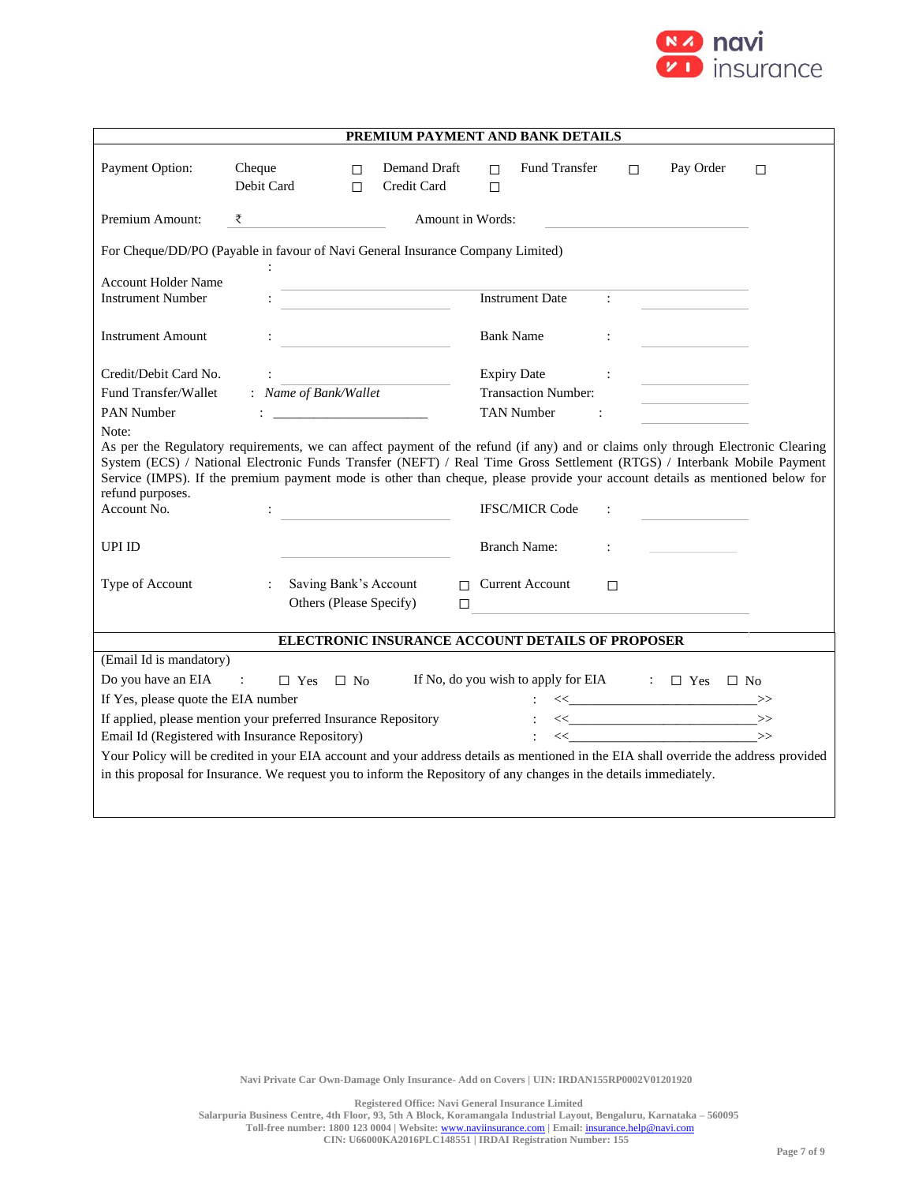## PREMIUM PAYMENT AND BANK DETAILS

Payment Option: Cheque ☐ Demand Draft ☐ Fund Transfer ☐ Pay Order ☐
Debit Card ☐ Credit Card ☐

Premium Amount: ₹ \_\_\_\_\_\_\_\_\_\_\_\_\_\_\_\_ Amount in Words: \_\_\_\_\_\_\_\_\_\_\_\_\_\_\_\_\_\_\_\_

For Cheque/DD/PO (Payable in favour of Navi General Insurance Company Limited)

Account Holder Name : \_\_\_\_\_\_\_\_\_\_\_\_\_\_\_\_\_\_\_\_\_\_\_\_\_\_\_\_\_\_\_\_\_\_\_\_\_\_\_\_

Instrument Number : \_\_\_\_\_\_\_\_\_\_\_\_\_\_\_\_ Instrument Date : \_\_\_\_\_\_\_\_\_\_

Instrument Amount : \_\_\_\_\_\_\_\_\_\_\_\_\_\_\_\_ Bank Name : \_\_\_\_\_\_\_\_\_\_

Credit/Debit Card No. : \_\_\_\_\_\_\_\_\_\_\_\_\_\_\_\_ Expiry Date : \_\_\_\_\_\_\_\_\_\_

Fund Transfer/Wallet : *Name of Bank/Wallet* Transaction Number: \_\_\_\_\_\_\_\_\_\_

PAN Number : \_\_\_\_\_\_\_\_\_\_\_\_\_\_\_\_\_\_\_\_\_\_\_\_ TAN Number : \_\_\_\_\_\_\_\_\_\_

Note:
As per the Regulatory requirements, we can affect payment of the refund (if any) and or claims only through Electronic Clearing System (ECS) / National Electronic Funds Transfer (NEFT) / Real Time Gross Settlement (RTGS) / Interbank Mobile Payment Service (IMPS). If the premium payment mode is other than cheque, please provide your account details as mentioned below for refund purposes.

Account No. : \_\_\_\_\_\_\_\_\_\_\_\_\_\_\_\_ IFSC/MICR Code : \_\_\_\_\_\_\_\_\_\_

UPI ID \_\_\_\_\_\_\_\_\_\_\_\_\_\_\_\_ Branch Name: : \_\_\_\_\_\_\_\_\_\_

Type of Account : Saving Bank's Account ☐ Current Account ☐
Others (Please Specify) ☐ \_\_\_\_\_\_\_\_\_\_\_\_\_\_\_\_\_\_\_\_

## ELECTRONIC INSURANCE ACCOUNT DETAILS OF PROPOSER

(Email Id is mandatory)

Do you have an EIA : ☐ Yes ☐ No If No, do you wish to apply for EIA : ☐ Yes ☐ No

If Yes, please quote the EIA number : <<\_\_\_\_\_\_\_\_\_\_\_\_\_\_\_\_\_\_\_\_\_\_\_\_\_\_\_\_>>

If applied, please mention your preferred Insurance Repository : <<\_\_\_\_\_\_\_\_\_\_\_\_\_\_\_\_\_\_\_\_\_\_\_\_\_\_\_\_>>

Email Id (Registered with Insurance Repository) : <<\_\_\_\_\_\_\_\_\_\_\_\_\_\_\_\_\_\_\_\_\_\_\_\_\_\_\_\_>>

Your Policy will be credited in your EIA account and your address details as mentioned in the EIA shall override the address provided in this proposal for Insurance. We request you to inform the Repository of any changes in the details immediately.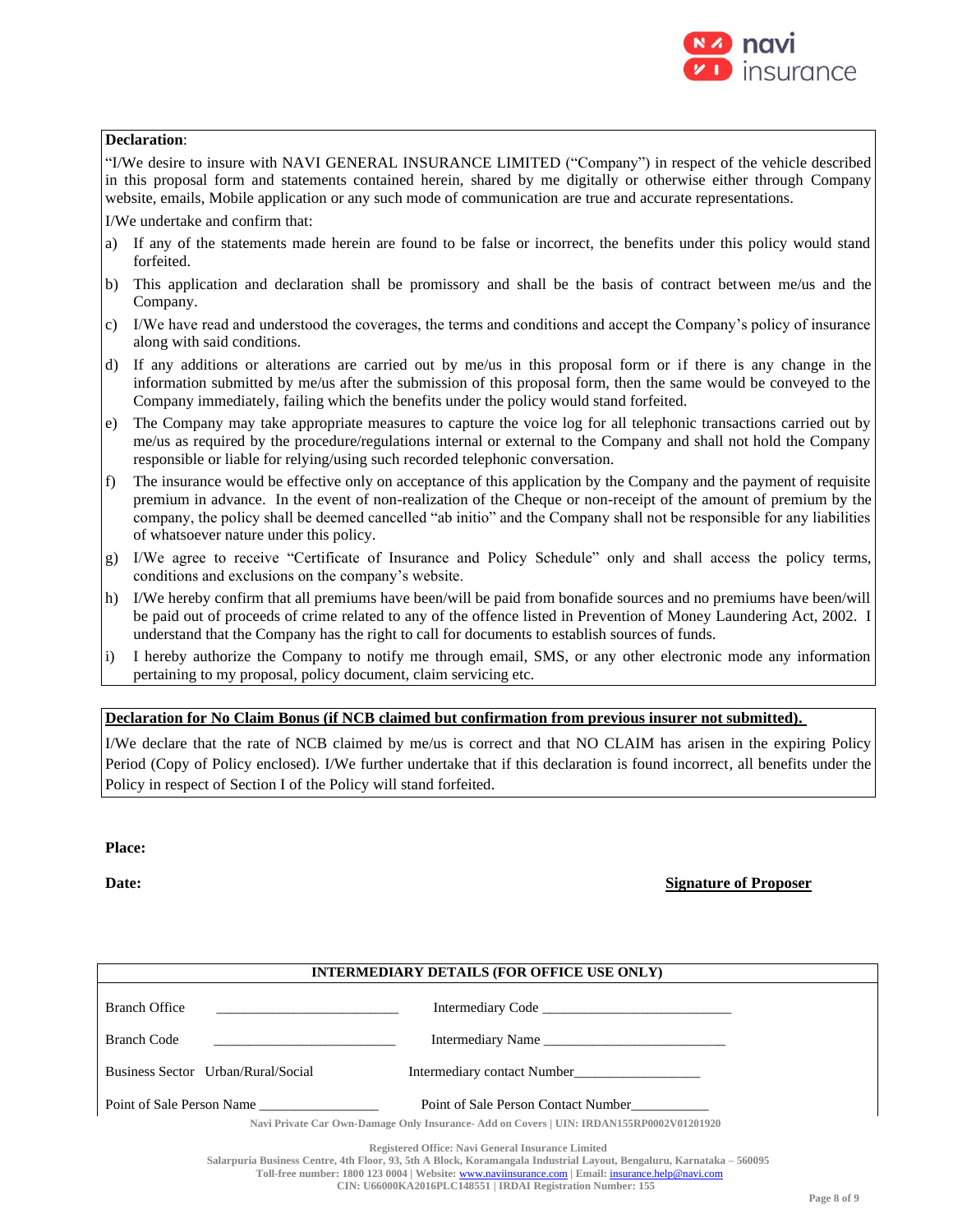**Declaration**:

"I/We desire to insure with NAVI GENERAL INSURANCE LIMITED ("Company") in respect of the vehicle described in this proposal form and statements contained herein, shared by me digitally or otherwise either through Company website, emails, Mobile application or any such mode of communication are true and accurate representations.

I/We undertake and confirm that:

a) If any of the statements made herein are found to be false or incorrect, the benefits under this policy would stand forfeited.
b) This application and declaration shall be promissory and shall be the basis of contract between me/us and the Company.
c) I/We have read and understood the coverages, the terms and conditions and accept the Company's policy of insurance along with said conditions.
d) If any additions or alterations are carried out by me/us in this proposal form or if there is any change in the information submitted by me/us after the submission of this proposal form, then the same would be conveyed to the Company immediately, failing which the benefits under the policy would stand forfeited.
e) The Company may take appropriate measures to capture the voice log for all telephonic transactions carried out by me/us as required by the procedure/regulations internal or external to the Company and shall not hold the Company responsible or liable for relying/using such recorded telephonic conversation.
f) The insurance would be effective only on acceptance of this application by the Company and the payment of requisite premium in advance. In the event of non-realization of the Cheque or non-receipt of the amount of premium by the company, the policy shall be deemed cancelled "ab initio" and the Company shall not be responsible for any liabilities of whatsoever nature under this policy.
g) I/We agree to receive "Certificate of Insurance and Policy Schedule" only and shall access the policy terms, conditions and exclusions on the company's website.
h) I/We hereby confirm that all premiums have been/will be paid from bonafide sources and no premiums have been/will be paid out of proceeds of crime related to any of the offence listed in Prevention of Money Laundering Act, 2002. I understand that the Company has the right to call for documents to establish sources of funds.
i) I hereby authorize the Company to notify me through email, SMS, or any other electronic mode any information pertaining to my proposal, policy document, claim servicing etc.

**Declaration for No Claim Bonus (if NCB claimed but confirmation from previous insurer not submitted).**

I/We declare that the rate of NCB claimed by me/us is correct and that NO CLAIM has arisen in the expiring Policy Period (Copy of Policy enclosed). I/We further undertake that if this declaration is found incorrect, all benefits under the Policy in respect of Section I of the Policy will stand forfeited.

**Place:**

**Date:** **Signature of Proposer**

**INTERMEDIARY DETAILS (FOR OFFICE USE ONLY)**

| | |
|---|---|
| Branch Office ____________________ | Intermediary Code ____________________ |
| Branch Code ____________________ | Intermediary Name ____________________ |
| Business Sector Urban/Rural/Social | Intermediary contact Number________________ |
| Point of Sale Person Name ________________ | Point of Sale Person Contact Number__________ |

Navi Private Car Own-Damage Only Insurance- Add on Covers | UIN: IRDAN155RP0002V01201920

Registered Office: Navi General Insurance Limited
Salarpuria Business Centre, 4th Floor, 93, 5th A Block, Koramangala Industrial Layout, Bengaluru, Karnataka – 560095
Toll-free number: 1800 123 0004 | Website: www.naviinsurance.com | Email: insurance.help@navi.com
CIN: U66000KA2016PLC148551 | IRDAI Registration Number: 155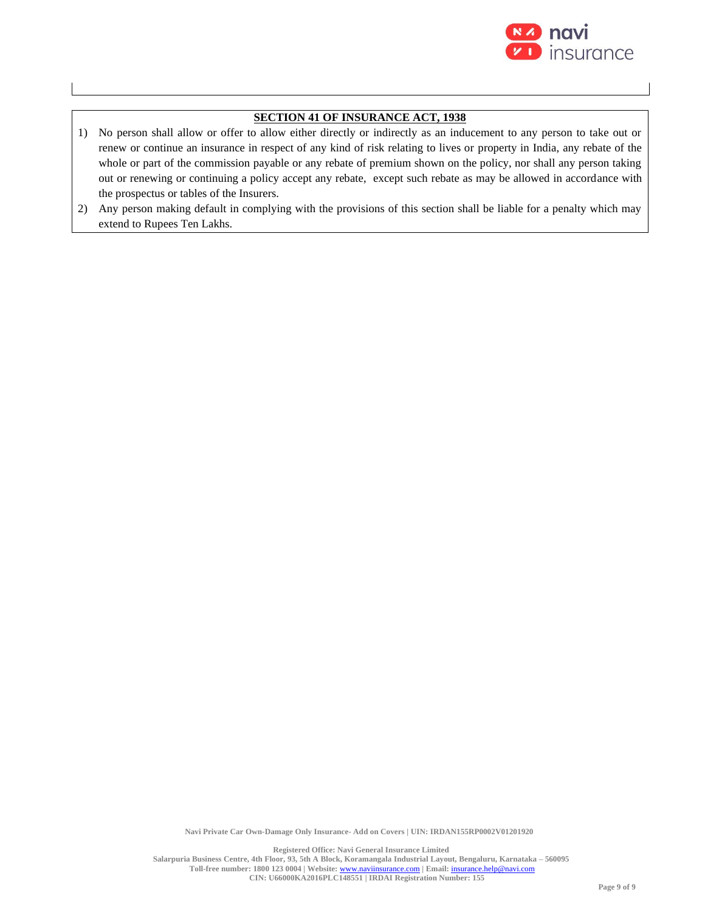## SECTION 41 OF INSURANCE ACT, 1938

1) No person shall allow or offer to allow either directly or indirectly as an inducement to any person to take out or renew or continue an insurance in respect of any kind of risk relating to lives or property in India, any rebate of the whole or part of the commission payable or any rebate of premium shown on the policy, nor shall any person taking out or renewing or continuing a policy accept any rebate, except such rebate as may be allowed in accordance with the prospectus or tables of the Insurers.
2) Any person making default in complying with the provisions of this section shall be liable for a penalty which may extend to Rupees Ten Lakhs.